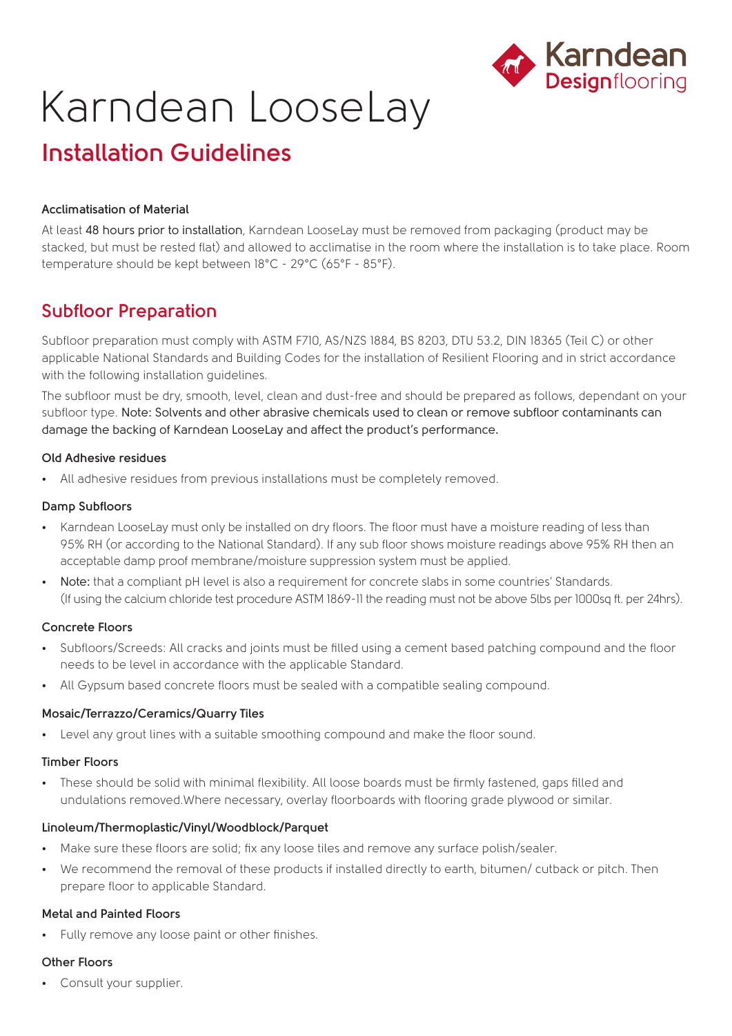# Karndean LooseLay

## Installation Guidelines

**Acclimatisation of Material**

At least 48 hours prior to installation, Karndean LooseLay must be removed from packaging (product may be stacked, but must be rested flat) and allowed to acclimatise in the room where the installation is to take place. Room temperature should be kept between 18°C - 29°C (65°F - 85°F).

## Subfloor Preparation

Subfloor preparation must comply with ASTM F710, AS/NZS 1884, BS 8203, DTU 53.2, DIN 18365 (Teil C) or other applicable National Standards and Building Codes for the installation of Resilient Flooring and in strict accordance with the following installation guidelines.

The subfloor must be dry, smooth, level, clean and dust-free and should be prepared as follows, dependant on your subfloor type. Note: Solvents and other abrasive chemicals used to clean or remove subfloor contaminants can damage the backing of Karndean LooseLay and affect the product's performance.

**Old Adhesive residues**

- All adhesive residues from previous installations must be completely removed.

**Damp Subfloors**

- Karndean LooseLay must only be installed on dry floors. The floor must have a moisture reading of less than 95% RH (or according to the National Standard). If any sub floor shows moisture readings above 95% RH then an acceptable damp proof membrane/moisture suppression system must be applied.
- Note: that a compliant pH level is also a requirement for concrete slabs in some countries' Standards. (If using the calcium chloride test procedure ASTM 1869-11 the reading must not be above 5lbs per 1000sq ft. per 24hrs).

**Concrete Floors**

- Subfloors/Screeds: All cracks and joints must be filled using a cement based patching compound and the floor needs to be level in accordance with the applicable Standard.
- All Gypsum based concrete floors must be sealed with a compatible sealing compound.

**Mosaic/Terrazzo/Ceramics/Quarry Tiles**

- Level any grout lines with a suitable smoothing compound and make the floor sound.

**Timber Floors**

- These should be solid with minimal flexibility. All loose boards must be firmly fastened, gaps filled and undulations removed.Where necessary, overlay floorboards with flooring grade plywood or similar.

**Linoleum/Thermoplastic/Vinyl/Woodblock/Parquet**

- Make sure these floors are solid; fix any loose tiles and remove any surface polish/sealer.
- We recommend the removal of these products if installed directly to earth, bitumen/ cutback or pitch. Then prepare floor to applicable Standard.

**Metal and Painted Floors**

- Fully remove any loose paint or other finishes.

**Other Floors**

- Consult your supplier.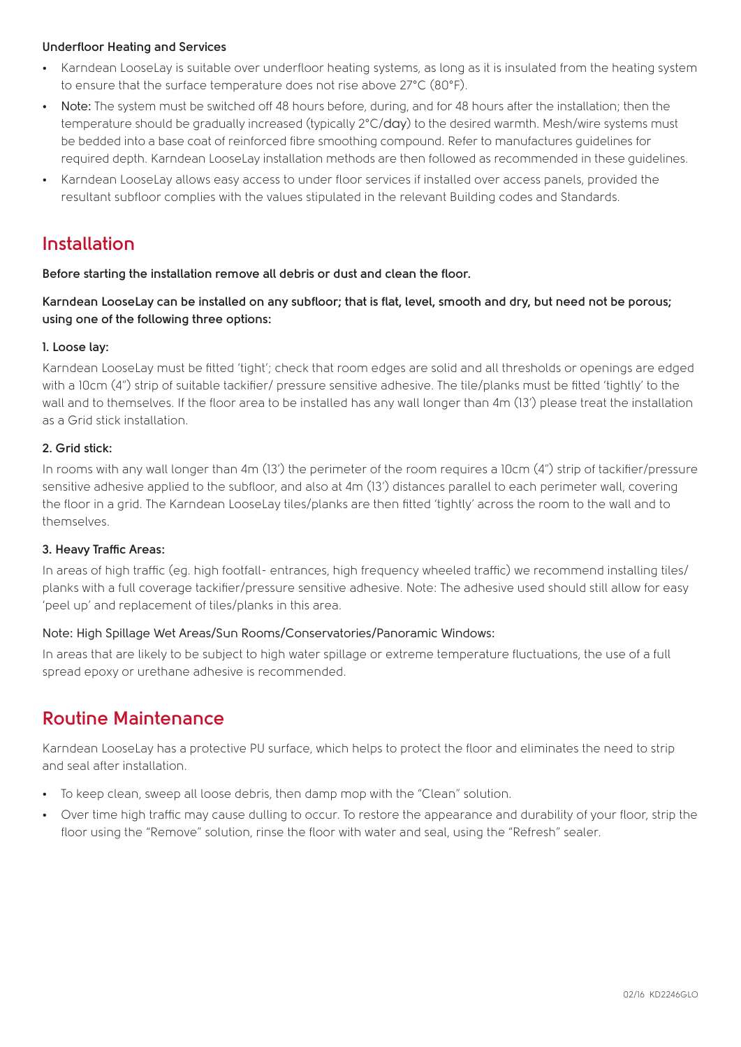**Underfloor Heating and Services**

- Karndean LooseLay is suitable over underfloor heating systems, as long as it is insulated from the heating system to ensure that the surface temperature does not rise above 27°C (80°F).
- Note: The system must be switched off 48 hours before, during, and for 48 hours after the installation; then the temperature should be gradually increased (typically 2°C/day) to the desired warmth. Mesh/wire systems must be bedded into a base coat of reinforced fibre smoothing compound. Refer to manufactures guidelines for required depth. Karndean LooseLay installation methods are then followed as recommended in these guidelines.
- Karndean LooseLay allows easy access to under floor services if installed over access panels, provided the resultant subfloor complies with the values stipulated in the relevant Building codes and Standards.

## Installation

**Before starting the installation remove all debris or dust and clean the floor.**

**Karndean LooseLay can be installed on any subfloor; that is flat, level, smooth and dry, but need not be porous; using one of the following three options:**

**1. Loose lay:**

Karndean LooseLay must be fitted 'tight'; check that room edges are solid and all thresholds or openings are edged with a 10cm (4") strip of suitable tackifier/ pressure sensitive adhesive. The tile/planks must be fitted 'tightly' to the wall and to themselves. If the floor area to be installed has any wall longer than 4m (13') please treat the installation as a Grid stick installation.

**2. Grid stick:**

In rooms with any wall longer than 4m (13') the perimeter of the room requires a 10cm (4") strip of tackifier/pressure sensitive adhesive applied to the subfloor, and also at 4m (13') distances parallel to each perimeter wall, covering the floor in a grid. The Karndean LooseLay tiles/planks are then fitted 'tightly' across the room to the wall and to themselves.

**3. Heavy Traffic Areas:**

In areas of high traffic (eg. high footfall- entrances, high frequency wheeled traffic) we recommend installing tiles/ planks with a full coverage tackifier/pressure sensitive adhesive. Note: The adhesive used should still allow for easy 'peel up' and replacement of tiles/planks in this area.

Note: High Spillage Wet Areas/Sun Rooms/Conservatories/Panoramic Windows:

In areas that are likely to be subject to high water spillage or extreme temperature fluctuations, the use of a full spread epoxy or urethane adhesive is recommended.

## Routine Maintenance

Karndean LooseLay has a protective PU surface, which helps to protect the floor and eliminates the need to strip and seal after installation.

- To keep clean, sweep all loose debris, then damp mop with the "Clean" solution.
- Over time high traffic may cause dulling to occur. To restore the appearance and durability of your floor, strip the floor using the "Remove" solution, rinse the floor with water and seal, using the "Refresh" sealer.

02/16 KD2246GLO